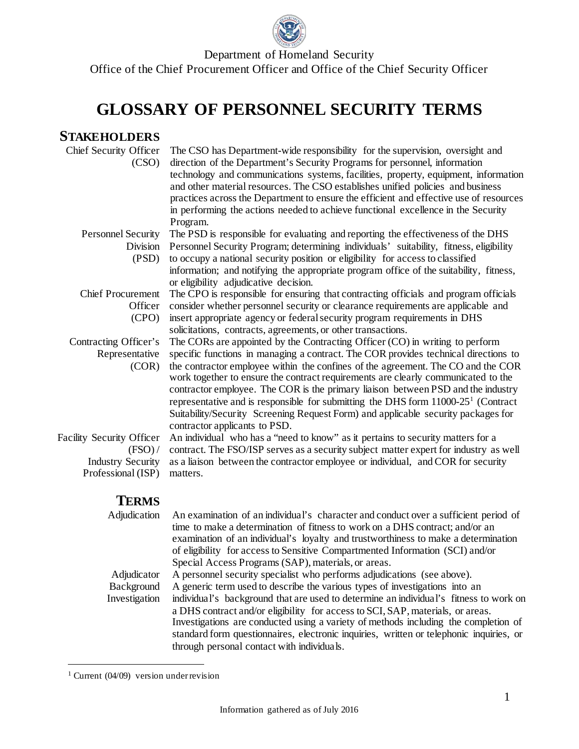Department of Homeland Security

Office of the Chief Procurement Officer and Office of the Chief Security Officer

# GLOSSARY OF PERSONNEL SECURITY TERMS

## STAKEHOLDERS

**Chief Security Officer (CSO)** — The CSO has Department-wide responsibility for the supervision, oversight and direction of the Department's Security Programs for personnel, information technology and communications systems, facilities, property, equipment, information and other material resources. The CSO establishes unified policies and business practices across the Department to ensure the efficient and effective use of resources in performing the actions needed to achieve functional excellence in the Security Program.

**Personnel Security Division (PSD)** — The PSD is responsible for evaluating and reporting the effectiveness of the DHS Personnel Security Program; determining individuals' suitability, fitness, eligibility to occupy a national security position or eligibility for access to classified information; and notifying the appropriate program office of the suitability, fitness, or eligibility adjudicative decision.

**Chief Procurement Officer (CPO)** — The CPO is responsible for ensuring that contracting officials and program officials consider whether personnel security or clearance requirements are applicable and insert appropriate agency or federal security program requirements in DHS solicitations, contracts, agreements, or other transactions.

**Contracting Officer's Representative (COR)** — The CORs are appointed by the Contracting Officer (CO) in writing to perform specific functions in managing a contract. The COR provides technical directions to the contractor employee within the confines of the agreement. The CO and the COR work together to ensure the contract requirements are clearly communicated to the contractor employee. The COR is the primary liaison between PSD and the industry representative and is responsible for submitting the DHS form 11000-25[1] (Contract Suitability/Security Screening Request Form) and applicable security packages for contractor applicants to PSD.

**Facility Security Officer (FSO) / Industry Security Professional (ISP)** — An individual who has a "need to know" as it pertains to security matters for a contract. The FSO/ISP serves as a security subject matter expert for industry as well as a liaison between the contractor employee or individual, and COR for security matters.

## TERMS

**Adjudication** — An examination of an individual's character and conduct over a sufficient period of time to make a determination of fitness to work on a DHS contract; and/or an examination of an individual's loyalty and trustworthiness to make a determination of eligibility for access to Sensitive Compartmented Information (SCI) and/or Special Access Programs (SAP), materials, or areas.

**Adjudicator** — A personnel security specialist who performs adjudications (see above).

**Background Investigation** — A generic term used to describe the various types of investigations into an individual's background that are used to determine an individual's fitness to work on a DHS contract and/or eligibility for access to SCI, SAP, materials, or areas. Investigations are conducted using a variety of methods including the completion of standard form questionnaires, electronic inquiries, written or telephonic inquiries, or through personal contact with individuals.

---

[1] Current (04/09) version under revision

Information gathered as of July 2016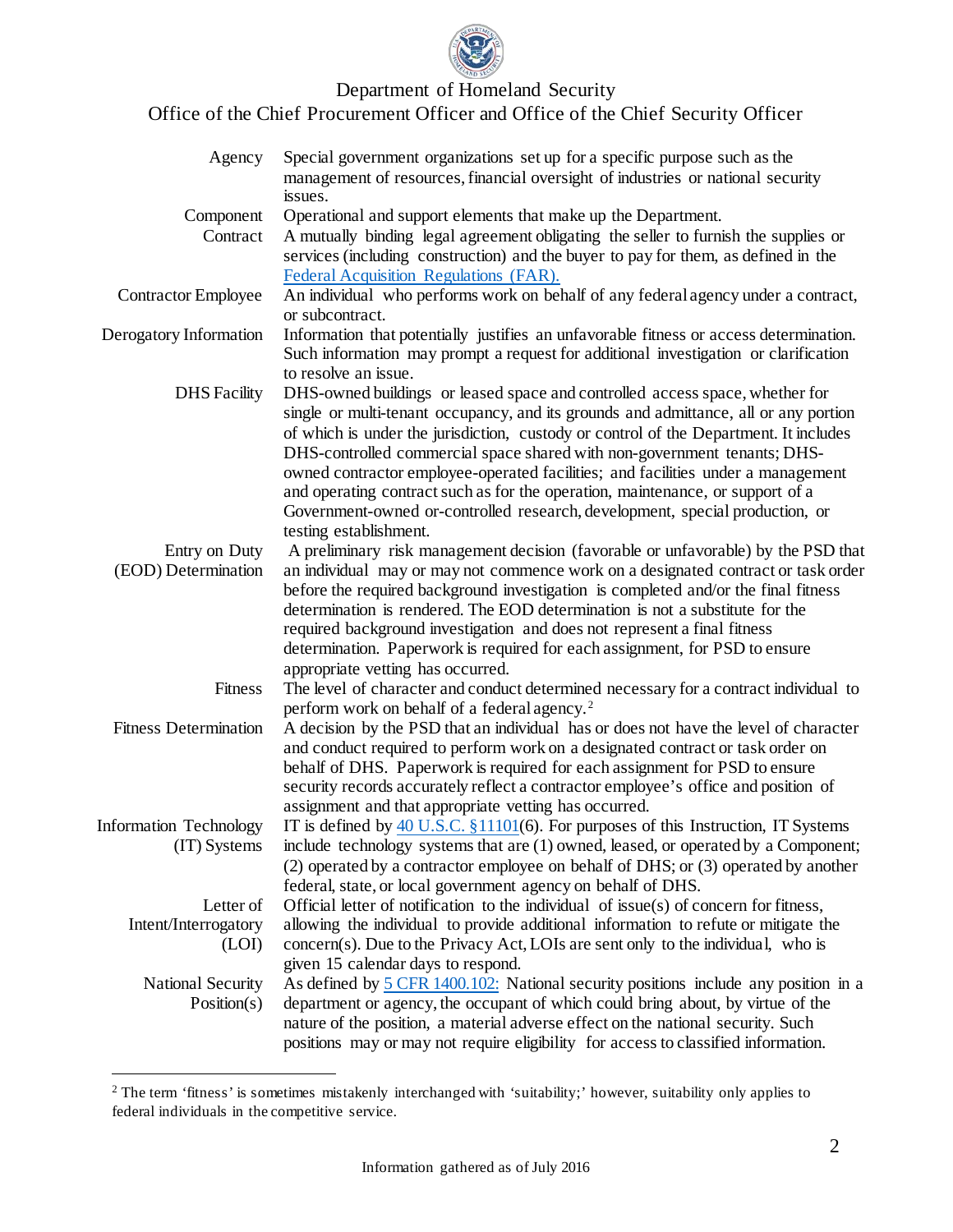| | |
|---|---|
| Agency | Special government organizations set up for a specific purpose such as the management of resources, financial oversight of industries or national security issues. |
| Component | Operational and support elements that make up the Department. |
| Contract | A mutually binding legal agreement obligating the seller to furnish the supplies or services (including construction) and the buyer to pay for them, as defined in the [Federal Acquisition Regulations (FAR).]() |
| Contractor Employee | An individual who performs work on behalf of any federal agency under a contract, or subcontract. |
| Derogatory Information | Information that potentially justifies an unfavorable fitness or access determination. Such information may prompt a request for additional investigation or clarification to resolve an issue. |
| DHS Facility | DHS-owned buildings or leased space and controlled access space, whether for single or multi-tenant occupancy, and its grounds and admittance, all or any portion of which is under the jurisdiction, custody or control of the Department. It includes DHS-controlled commercial space shared with non-government tenants; DHS-owned contractor employee-operated facilities; and facilities under a management and operating contract such as for the operation, maintenance, or support of a Government-owned or-controlled research, development, special production, or testing establishment. |
| Entry on Duty (EOD) Determination | A preliminary risk management decision (favorable or unfavorable) by the PSD that an individual may or may not commence work on a designated contract or task order before the required background investigation is completed and/or the final fitness determination is rendered. The EOD determination is not a substitute for the required background investigation and does not represent a final fitness determination. Paperwork is required for each assignment, for PSD to ensure appropriate vetting has occurred. |
| Fitness | The level of character and conduct determined necessary for a contract individual to perform work on behalf of a federal agency.[2] |
| Fitness Determination | A decision by the PSD that an individual has or does not have the level of character and conduct required to perform work on a designated contract or task order on behalf of DHS. Paperwork is required for each assignment for PSD to ensure security records accurately reflect a contractor employee's office and position of assignment and that appropriate vetting has occurred. |
| Information Technology (IT) Systems | IT is defined by [40 U.S.C. §11101]()(6). For purposes of this Instruction, IT Systems include technology systems that are (1) owned, leased, or operated by a Component; (2) operated by a contractor employee on behalf of DHS; or (3) operated by another federal, state, or local government agency on behalf of DHS. |
| Letter of Intent/Interrogatory (LOI) | Official letter of notification to the individual of issue(s) of concern for fitness, allowing the individual to provide additional information to refute or mitigate the concern(s). Due to the Privacy Act, LOIs are sent only to the individual, who is given 15 calendar days to respond. |
| National Security Position(s) | As defined by [5 CFR 1400.102:]() National security positions include any position in a department or agency, the occupant of which could bring about, by virtue of the nature of the position, a material adverse effect on the national security. Such positions may or may not require eligibility for access to classified information. |

[2] The term 'fitness' is sometimes mistakenly interchanged with 'suitability;' however, suitability only applies to federal individuals in the competitive service.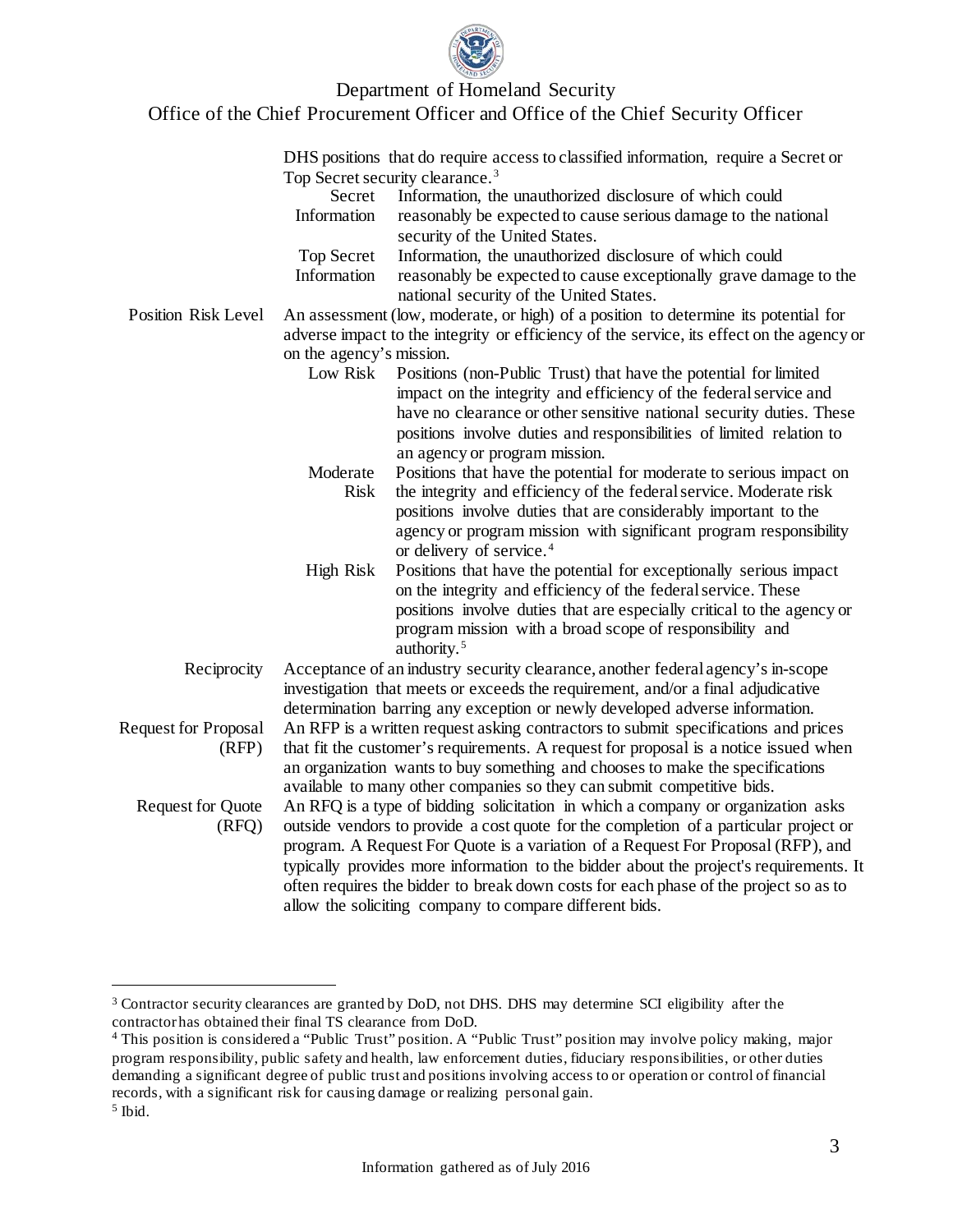| | |
|---|---|
| | DHS positions that do require access to classified information, require a Secret or Top Secret security clearance.[3] |
| | **Secret Information** – Information, the unauthorized disclosure of which could reasonably be expected to cause serious damage to the national security of the United States. |
| | **Top Secret Information** – Information, the unauthorized disclosure of which could reasonably be expected to cause exceptionally grave damage to the national security of the United States. |
| Position Risk Level | An assessment (low, moderate, or high) of a position to determine its potential for adverse impact to the integrity or efficiency of the service, its effect on the agency or on the agency's mission. |
| | **Low Risk** – Positions (non-Public Trust) that have the potential for limited impact on the integrity and efficiency of the federal service and have no clearance or other sensitive national security duties. These positions involve duties and responsibilities of limited relation to an agency or program mission. |
| | **Moderate Risk** – Positions that have the potential for moderate to serious impact on the integrity and efficiency of the federal service. Moderate risk positions involve duties that are considerably important to the agency or program mission with significant program responsibility or delivery of service.[4] |
| | **High Risk** – Positions that have the potential for exceptionally serious impact on the integrity and efficiency of the federal service. These positions involve duties that are especially critical to the agency or program mission with a broad scope of responsibility and authority.[5] |
| Reciprocity | Acceptance of an industry security clearance, another federal agency's in-scope investigation that meets or exceeds the requirement, and/or a final adjudicative determination barring any exception or newly developed adverse information. |
| Request for Proposal (RFP) | An RFP is a written request asking contractors to submit specifications and prices that fit the customer's requirements. A request for proposal is a notice issued when an organization wants to buy something and chooses to make the specifications available to many other companies so they can submit competitive bids. |
| Request for Quote (RFQ) | An RFQ is a type of bidding solicitation in which a company or organization asks outside vendors to provide a cost quote for the completion of a particular project or program. A Request For Quote is a variation of a Request For Proposal (RFP), and typically provides more information to the bidder about the project's requirements. It often requires the bidder to break down costs for each phase of the project so as to allow the soliciting company to compare different bids. |

---

[3] Contractor security clearances are granted by DoD, not DHS. DHS may determine SCI eligibility after the contractor has obtained their final TS clearance from DoD.

[4] This position is considered a "Public Trust" position. A "Public Trust" position may involve policy making, major program responsibility, public safety and health, law enforcement duties, fiduciary responsibilities, or other duties demanding a significant degree of public trust and positions involving access to or operation or control of financial records, with a significant risk for causing damage or realizing personal gain.

[5] Ibid.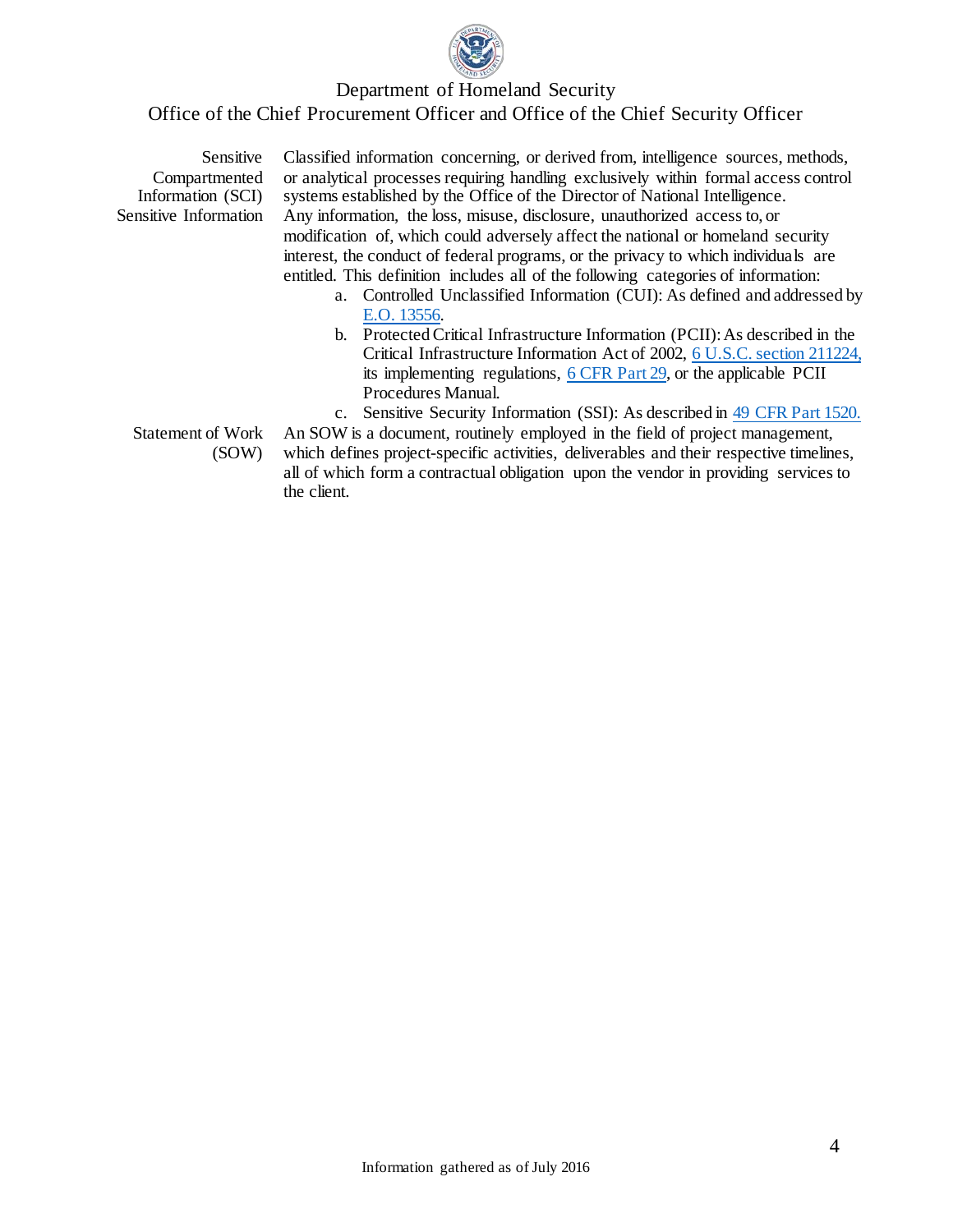| | |
|---|---|
| Sensitive Compartmented Information (SCI) | Classified information concerning, or derived from, intelligence sources, methods, or analytical processes requiring handling exclusively within formal access control systems established by the Office of the Director of National Intelligence. |
| Sensitive Information | Any information, the loss, misuse, disclosure, unauthorized access to, or modification of, which could adversely affect the national or homeland security interest, the conduct of federal programs, or the privacy to which individuals are entitled. This definition includes all of the following categories of information:<br>a. Controlled Unclassified Information (CUI): As defined and addressed by E.O. 13556.<br>b. Protected Critical Infrastructure Information (PCII): As described in the Critical Infrastructure Information Act of 2002, 6 U.S.C. section 211224, its implementing regulations, 6 CFR Part 29, or the applicable PCII Procedures Manual.<br>c. Sensitive Security Information (SSI): As described in 49 CFR Part 1520. |
| Statement of Work (SOW) | An SOW is a document, routinely employed in the field of project management, which defines project-specific activities, deliverables and their respective timelines, all of which form a contractual obligation upon the vendor in providing services to the client. |

Information gathered as of July 2016